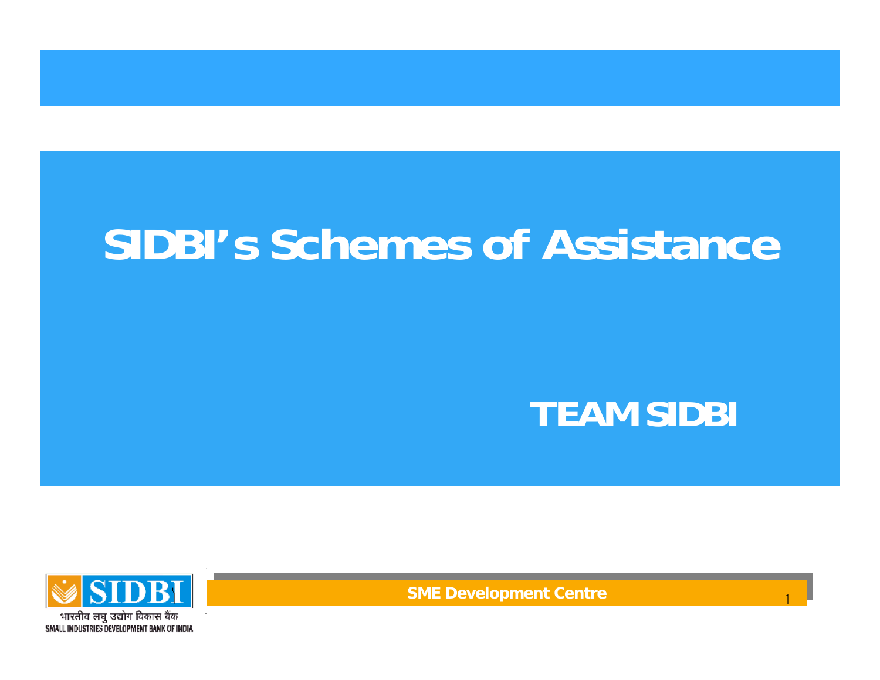# SIDBI's Schemes of Assistance

**TEAM SIDBI**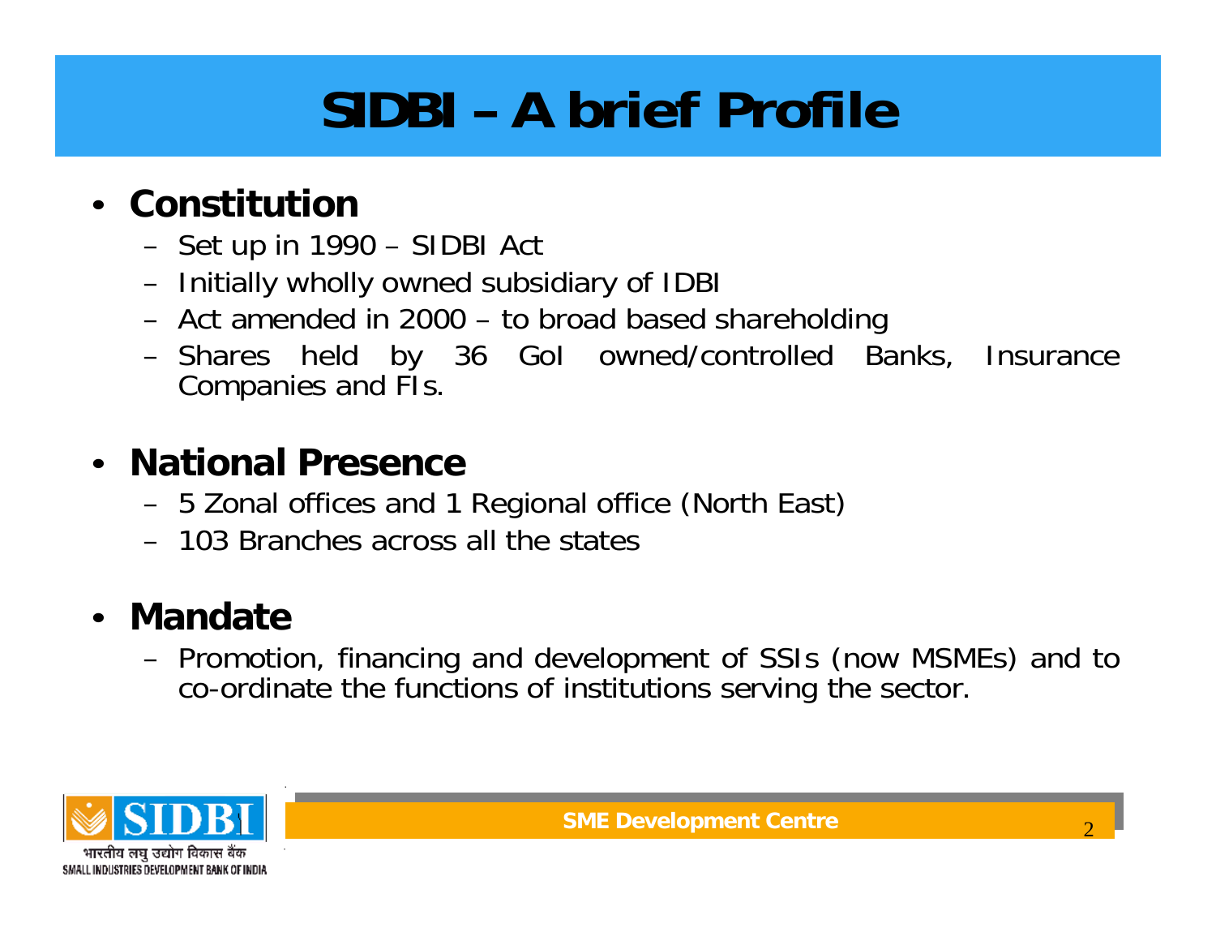# SIDBI – A brief Profile

- **Constitution**
  - Set up in 1990 – SIDBI Act
  - Initially wholly owned subsidiary of IDBI
  - Act amended in 2000 – to broad based shareholding
  - Shares held by 36 GoI owned/controlled Banks, Insurance Companies and FIs.

- **National Presence**
  - 5 Zonal offices and 1 Regional office (North East)
  - 103 Branches across all the states

- **Mandate**
  - Promotion, financing and development of SSIs (now MSMEs) and to co-ordinate the functions of institutions serving the sector.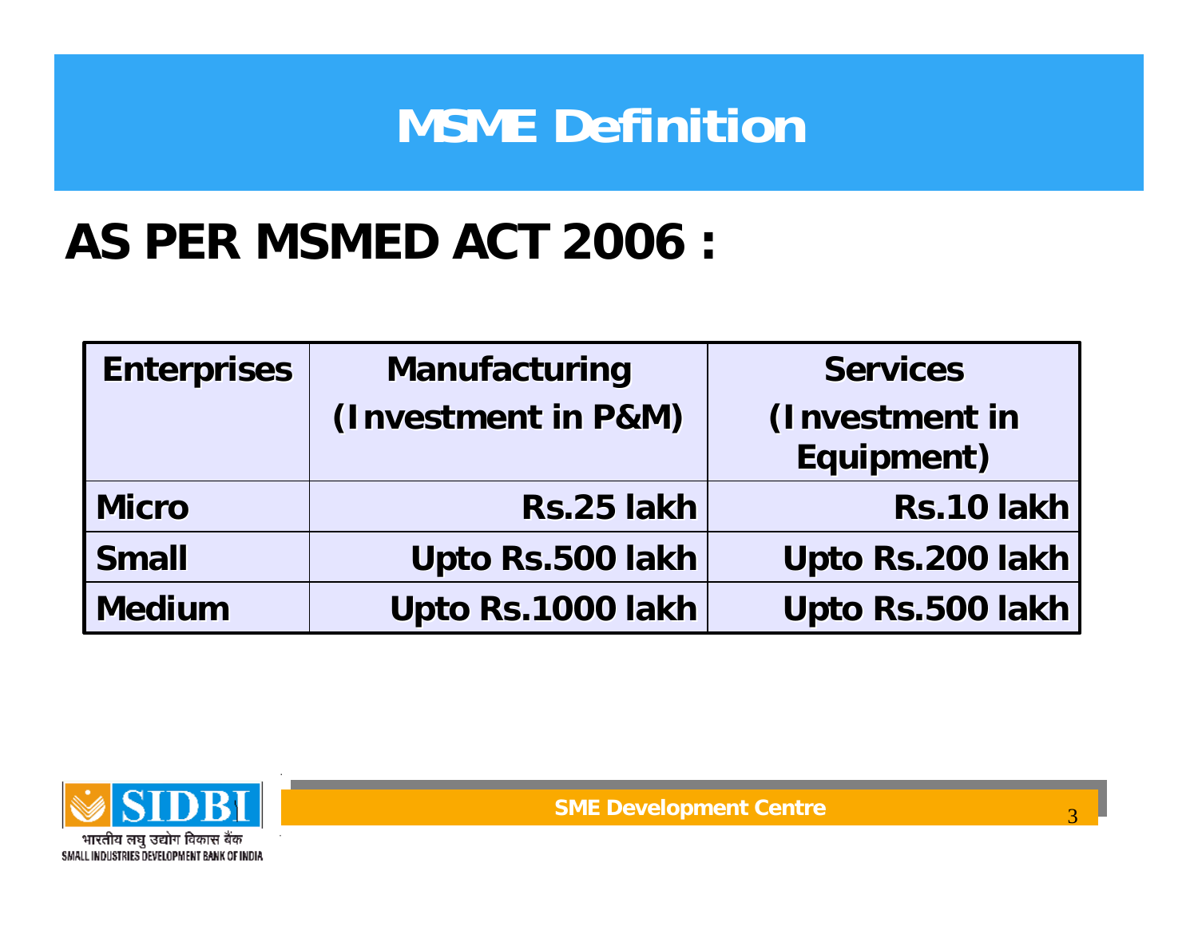# MSME Definition

## AS PER MSMED ACT 2006 :

| Enterprises | Manufacturing (Investment in P&M) | Services (Investment in Equipment) |
|---|---|---|
| Micro | Rs.25 lakh | Rs.10 lakh |
| Small | Upto Rs.500 lakh | Upto Rs.200 lakh |
| Medium | Upto Rs.1000 lakh | Upto Rs.500 lakh |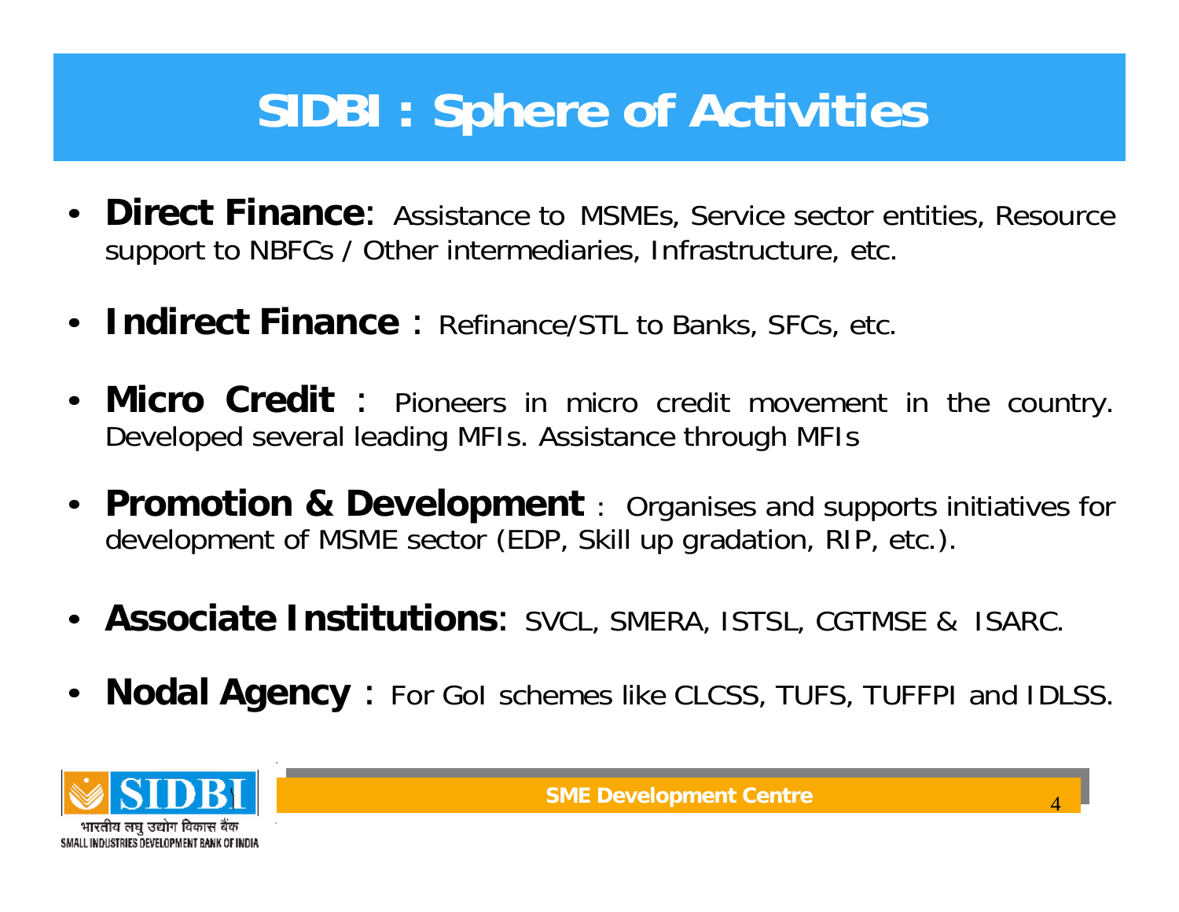# SIDBI : Sphere of Activities

- **Direct Finance**: Assistance to MSMEs, Service sector entities, Resource support to NBFCs / Other intermediaries, Infrastructure, etc.
- **Indirect Finance** : Refinance/STL to Banks, SFCs, etc.
- **Micro Credit** : Pioneers in micro credit movement in the country. Developed several leading MFIs. Assistance through MFIs
- **Promotion & Development** : Organises and supports initiatives for development of MSME sector (EDP, Skill up gradation, RIP, etc.).
- **Associate Institutions**: SVCL, SMERA, ISTSL, CGTMSE & ISARC.
- **Nodal Agency** : For GoI schemes like CLCSS, TUFS, TUFFPI and IDLSS.

SIDBI

भारतीय लघु उद्योग विकास बैंक

SMALL INDUSTRIES DEVELOPMENT BANK OF INDIA

SME Development Centre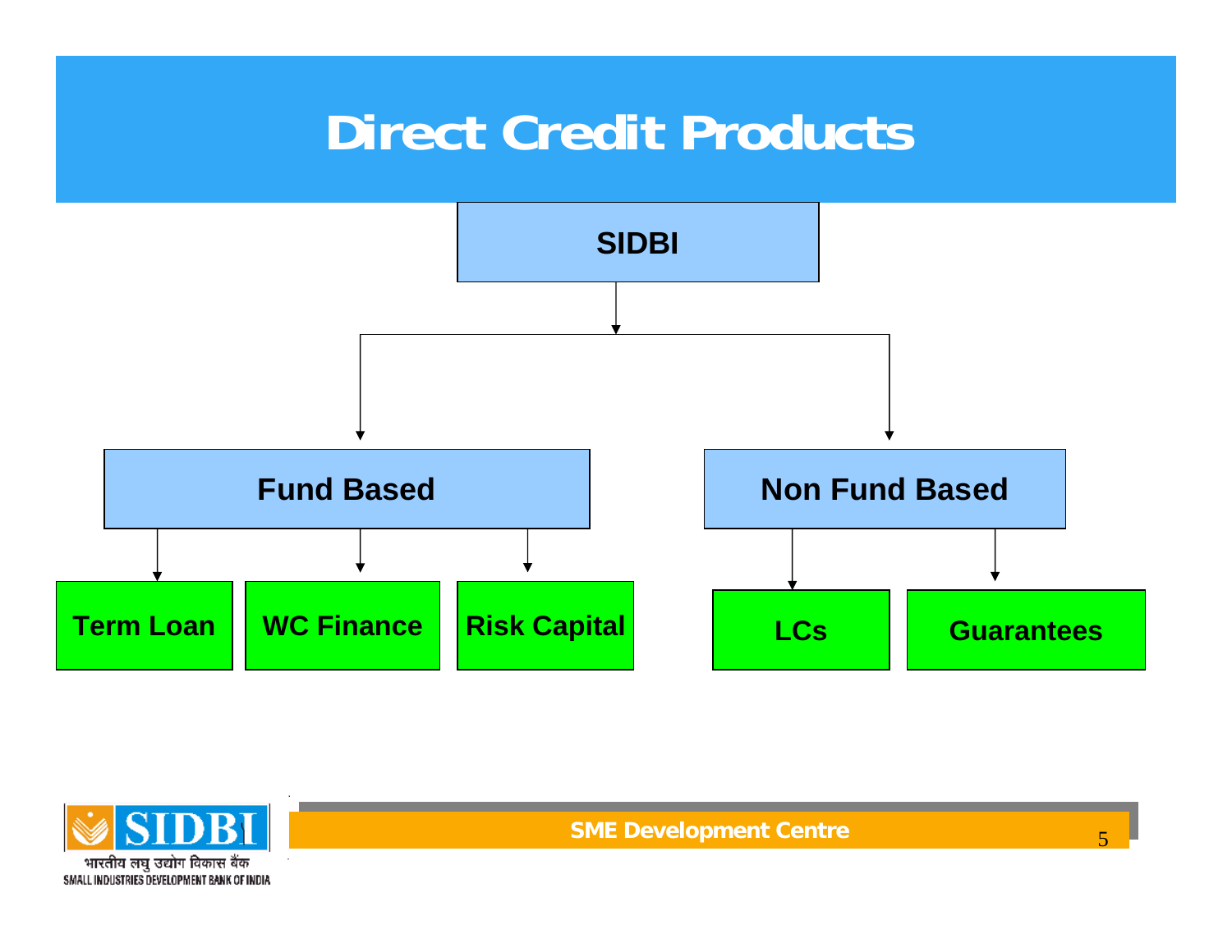# Direct Credit Products

- **SIDBI**
  - **Fund Based**
    - Term Loan
    - WC Finance
    - Risk Capital
  - **Non Fund Based**
    - LCs
    - Guarantees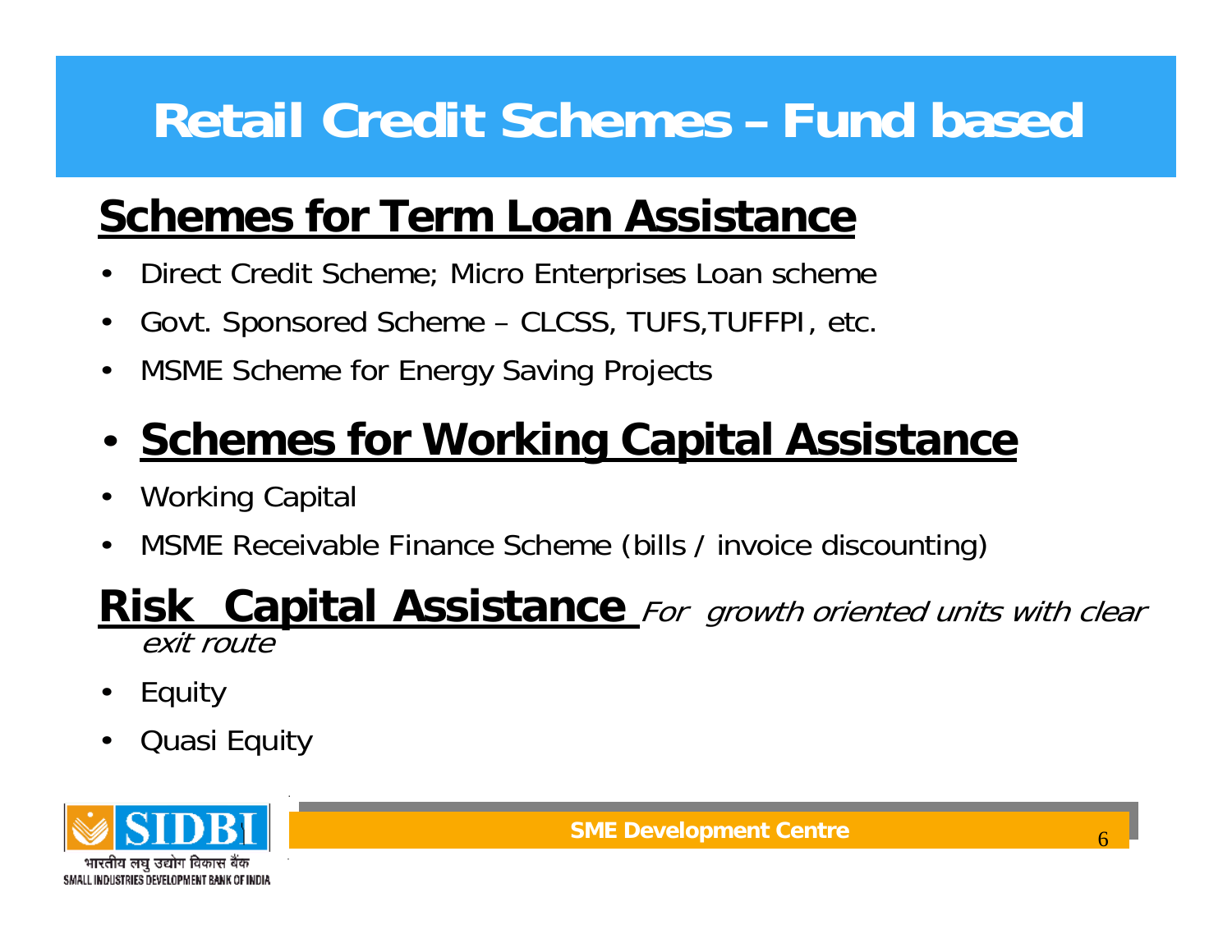# Retail Credit Schemes – Fund based

## Schemes for Term Loan Assistance

- Direct Credit Scheme; Micro Enterprises Loan scheme
- Govt. Sponsored Scheme – CLCSS, TUFS,TUFFPI, etc.
- MSME Scheme for Energy Saving Projects

## Schemes for Working Capital Assistance

- Working Capital
- MSME Receivable Finance Scheme (bills / invoice discounting)

## Risk Capital Assistance *For growth oriented units with clear exit route*

- Equity
- Quasi Equity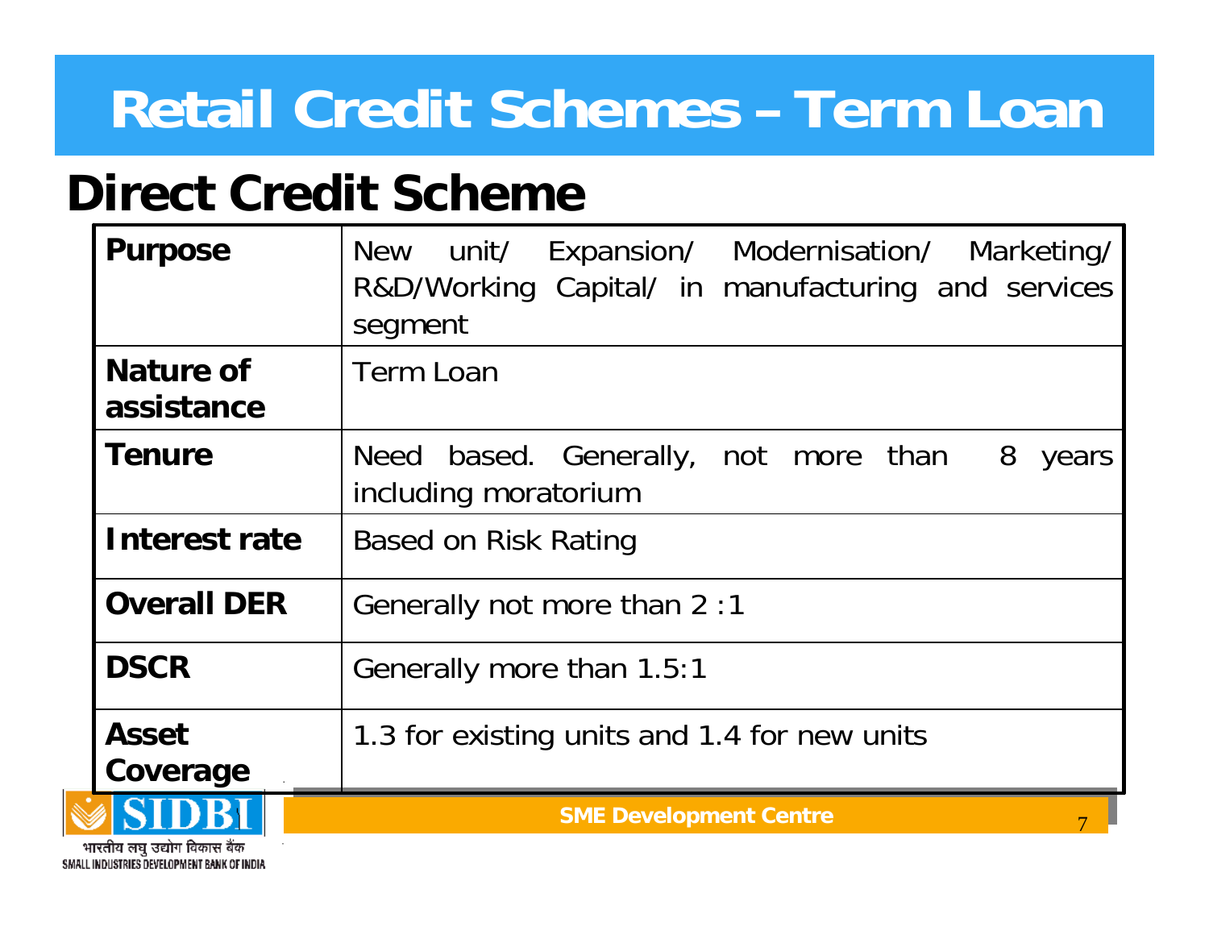# Retail Credit Schemes – Term Loan

## Direct Credit Scheme

| | |
|---|---|
| **Purpose** | New unit/ Expansion/ Modernisation/ Marketing/ R&D/Working Capital/ in manufacturing and services segment |
| **Nature of assistance** | Term Loan |
| **Tenure** | Need based. Generally, not more than 8 years including moratorium |
| **Interest rate** | Based on Risk Rating |
| **Overall DER** | Generally not more than 2 :1 |
| **DSCR** | Generally more than 1.5:1 |
| **Asset Coverage** | 1.3 for existing units and 1.4 for new units |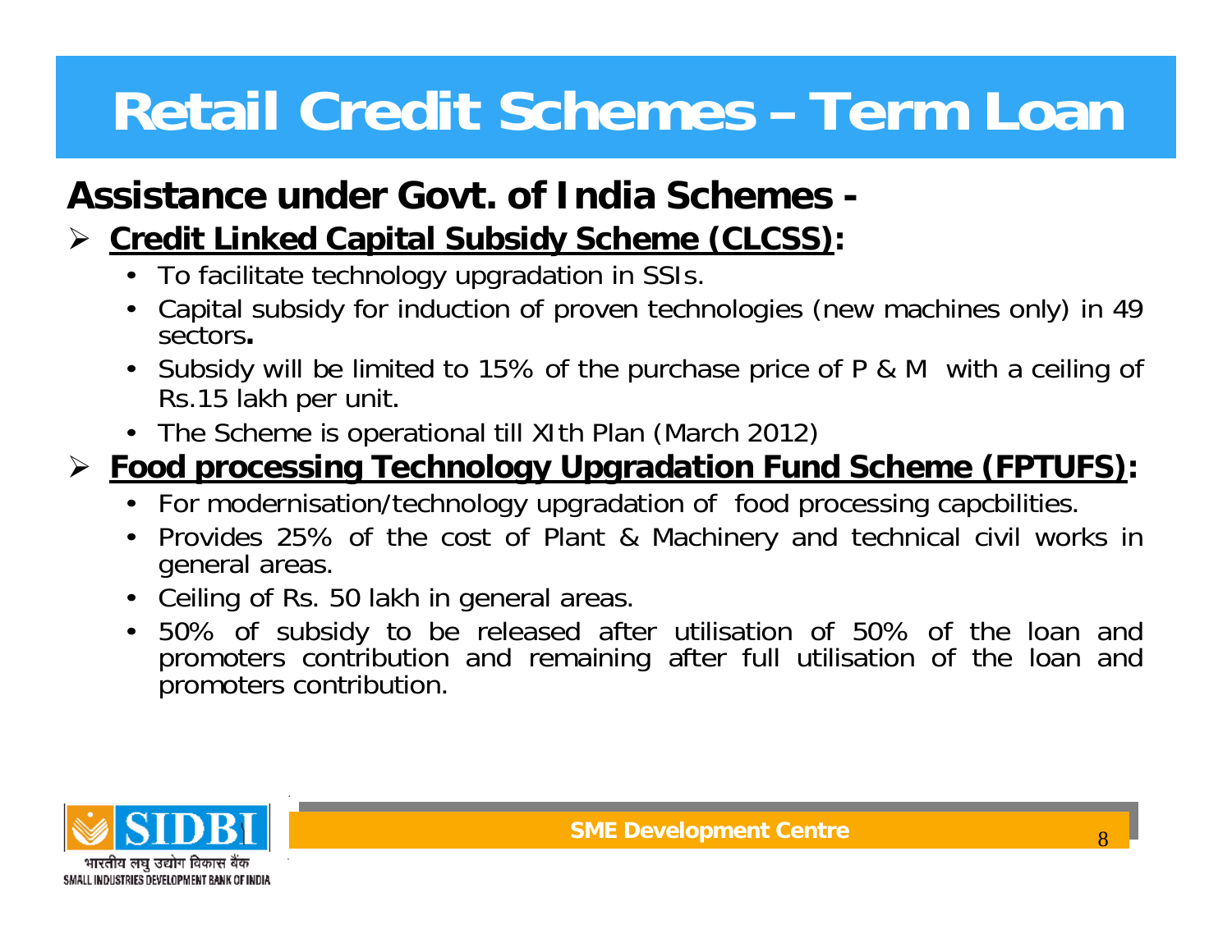# Retail Credit Schemes – Term Loan

## Assistance under Govt. of India Schemes -

- **Credit Linked Capital Subsidy Scheme (CLCSS):**
  - To facilitate technology upgradation in SSIs.
  - Capital subsidy for induction of proven technologies (new machines only) in 49 sectors**.**
  - Subsidy will be limited to 15% of the purchase price of P & M with a ceiling of Rs.15 lakh per unit.
  - The Scheme is operational till XIth Plan (March 2012)
- **Food processing Technology Upgradation Fund Scheme (FPTUFS):**
  - For modernisation/technology upgradation of food processing capcbilities.
  - Provides 25% of the cost of Plant & Machinery and technical civil works in general areas.
  - Ceiling of Rs. 50 lakh in general areas.
  - 50% of subsidy to be released after utilisation of 50% of the loan and promoters contribution and remaining after full utilisation of the loan and promoters contribution.

SIDBI
भारतीय लघु उद्योग विकास बैंक
SMALL INDUSTRIES DEVELOPMENT BANK OF INDIA

SME Development Centre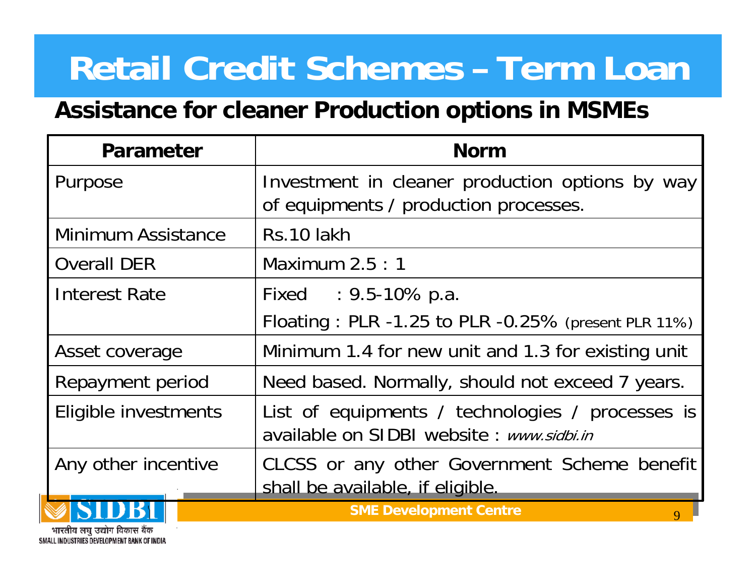# Retail Credit Schemes – Term Loan

## Assistance for cleaner Production options in MSMEs

| Parameter | Norm |
|---|---|
| Purpose | Investment in cleaner production options by way of equipments / production processes. |
| Minimum Assistance | Rs.10 lakh |
| Overall DER | Maximum 2.5 : 1 |
| Interest Rate | Fixed : 9.5-10% p.a.<br>Floating : PLR -1.25 to PLR -0.25% (present PLR 11%) |
| Asset coverage | Minimum 1.4 for new unit and 1.3 for existing unit |
| Repayment period | Need based. Normally, should not exceed 7 years. |
| Eligible investments | List of equipments / technologies / processes is available on SIDBI website : *www.sidbi.in* |
| Any other incentive | CLCSS or any other Government Scheme benefit shall be available, if eligible. |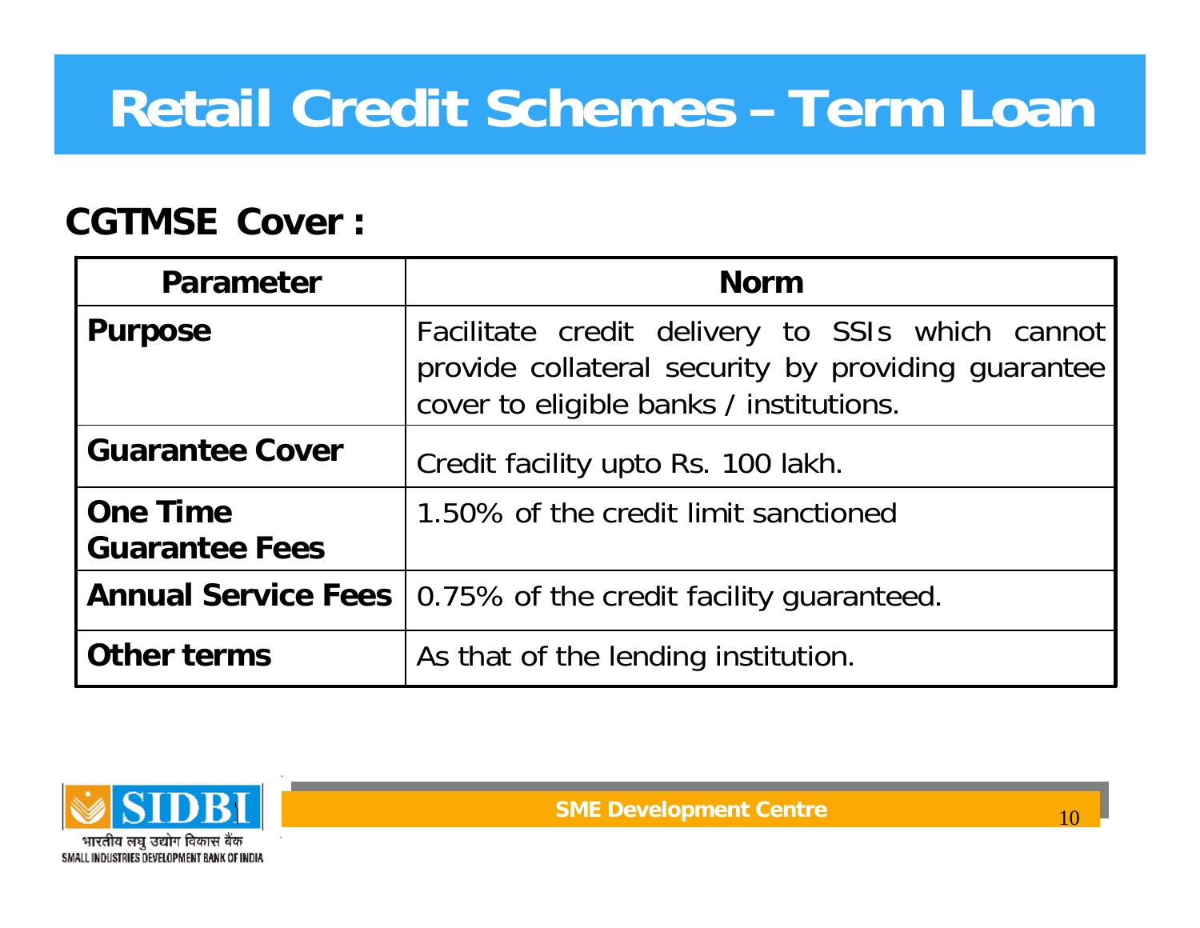# Retail Credit Schemes – Term Loan

## CGTMSE Cover :

| Parameter | Norm |
|---|---|
| **Purpose** | Facilitate credit delivery to SSIs which cannot provide collateral security by providing guarantee cover to eligible banks / institutions. |
| **Guarantee Cover** | Credit facility upto Rs. 100 lakh. |
| **One Time Guarantee Fees** | 1.50% of the credit limit sanctioned |
| **Annual Service Fees** | 0.75% of the credit facility guaranteed. |
| **Other terms** | As that of the lending institution. |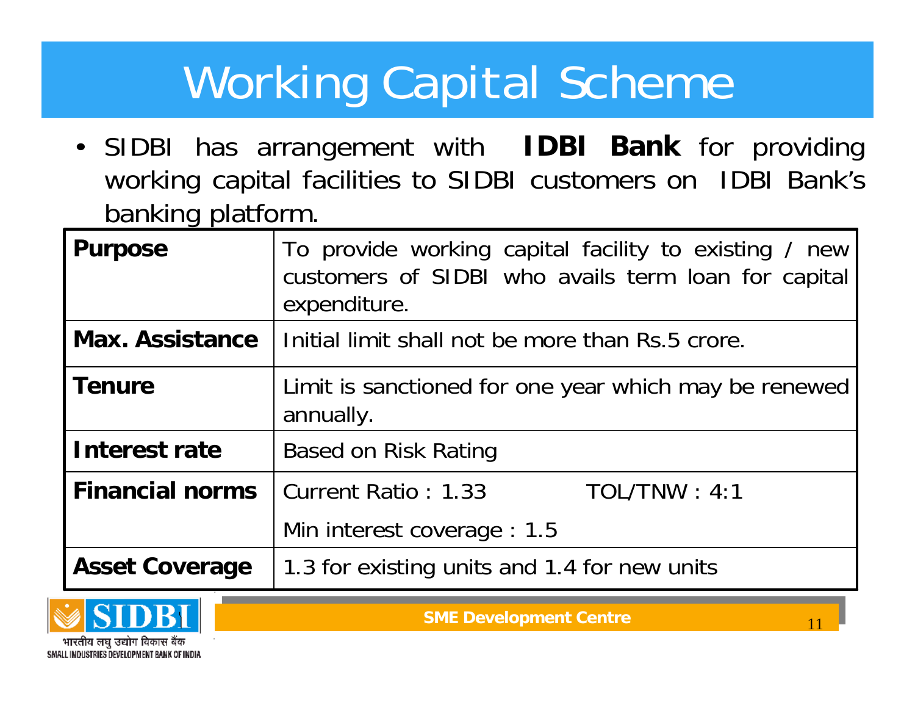# Working Capital Scheme

- SIDBI has arrangement with **IDBI Bank** for providing working capital facilities to SIDBI customers on IDBI Bank's banking platform.

| | |
|---|---|
| **Purpose** | To provide working capital facility to existing / new customers of SIDBI who avails term loan for capital expenditure. |
| **Max. Assistance** | Initial limit shall not be more than Rs.5 crore. |
| **Tenure** | Limit is sanctioned for one year which may be renewed annually. |
| **Interest rate** | Based on Risk Rating |
| **Financial norms** | Current Ratio : 1.33 TOL/TNW : 4:1<br>Min interest coverage : 1.5 |
| **Asset Coverage** | 1.3 for existing units and 1.4 for new units |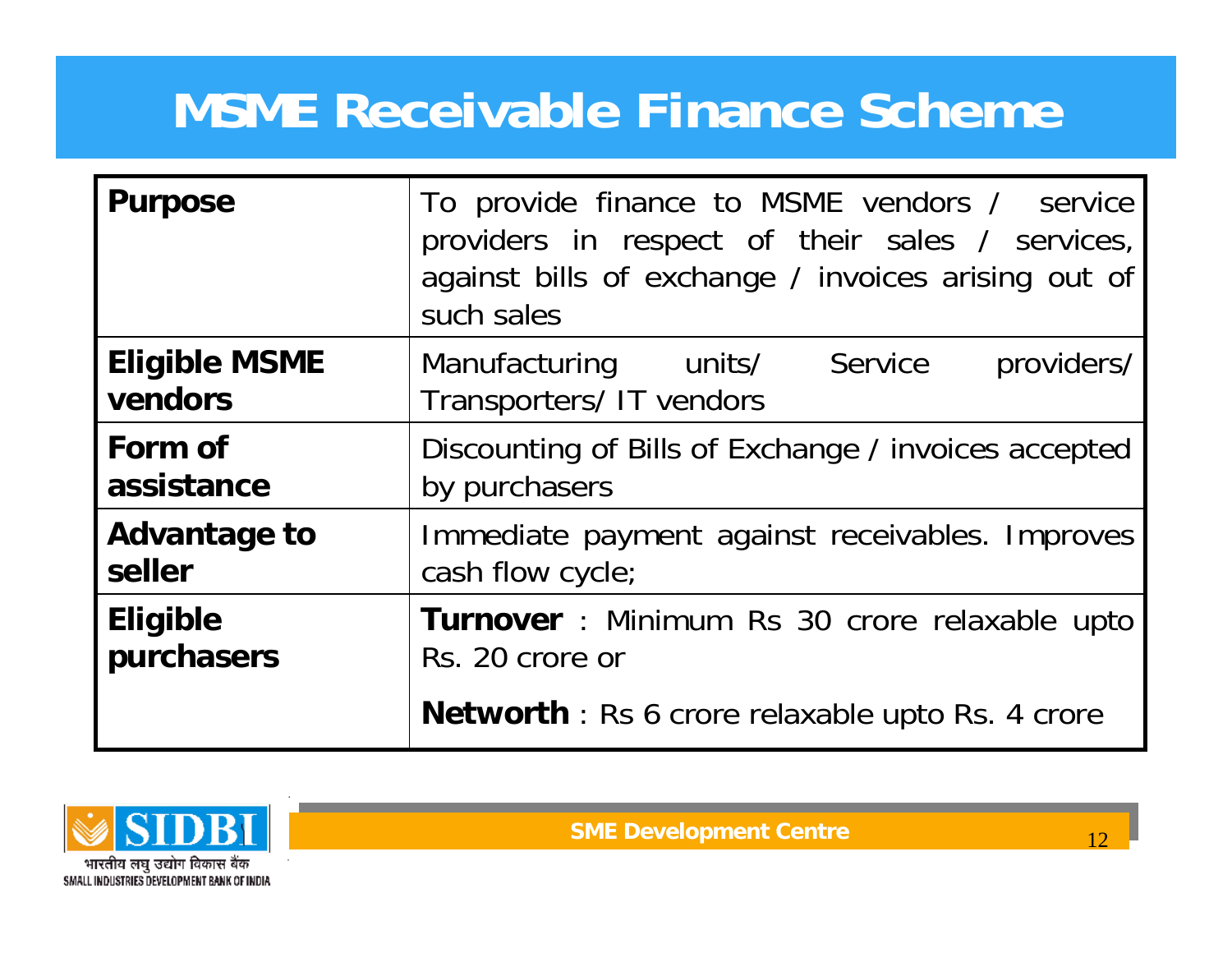# MSME Receivable Finance Scheme

| | |
|---|---|
| **Purpose** | To provide finance to MSME vendors / service providers in respect of their sales / services, against bills of exchange / invoices arising out of such sales |
| **Eligible MSME vendors** | Manufacturing units/ Service providers/ Transporters/ IT vendors |
| **Form of assistance** | Discounting of Bills of Exchange / invoices accepted by purchasers |
| **Advantage to seller** | Immediate payment against receivables. Improves cash flow cycle; |
| **Eligible purchasers** | **Turnover** : Minimum Rs 30 crore relaxable upto Rs. 20 crore or<br><br>**Networth** : Rs 6 crore relaxable upto Rs. 4 crore |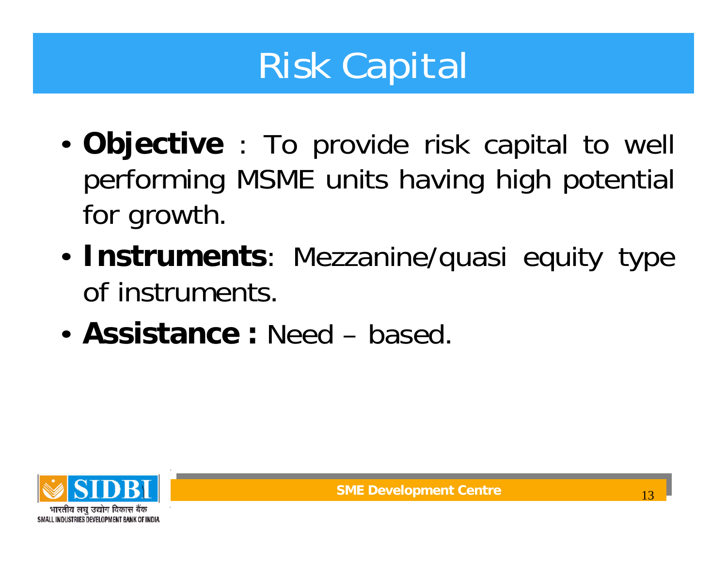# Risk Capital

- **Objective** : To provide risk capital to well performing MSME units having high potential for growth.
- **Instruments**: Mezzanine/quasi equity type of instruments.
- **Assistance :** Need – based.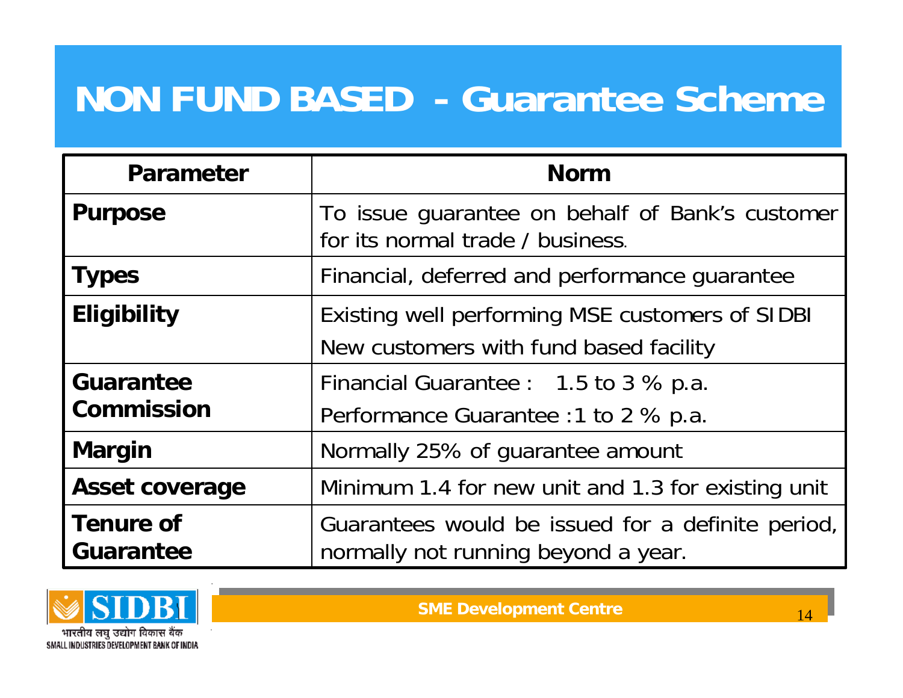# NON FUND BASED - Guarantee Scheme

| Parameter | Norm |
|---|---|
| **Purpose** | To issue guarantee on behalf of Bank's customer for its normal trade / business. |
| **Types** | Financial, deferred and performance guarantee |
| **Eligibility** | Existing well performing MSE customers of SIDBI<br>New customers with fund based facility |
| **Guarantee Commission** | Financial Guarantee : 1.5 to 3 % p.a.<br>Performance Guarantee :1 to 2 % p.a. |
| **Margin** | Normally 25% of guarantee amount |
| **Asset coverage** | Minimum 1.4 for new unit and 1.3 for existing unit |
| **Tenure of Guarantee** | Guarantees would be issued for a definite period, normally not running beyond a year. |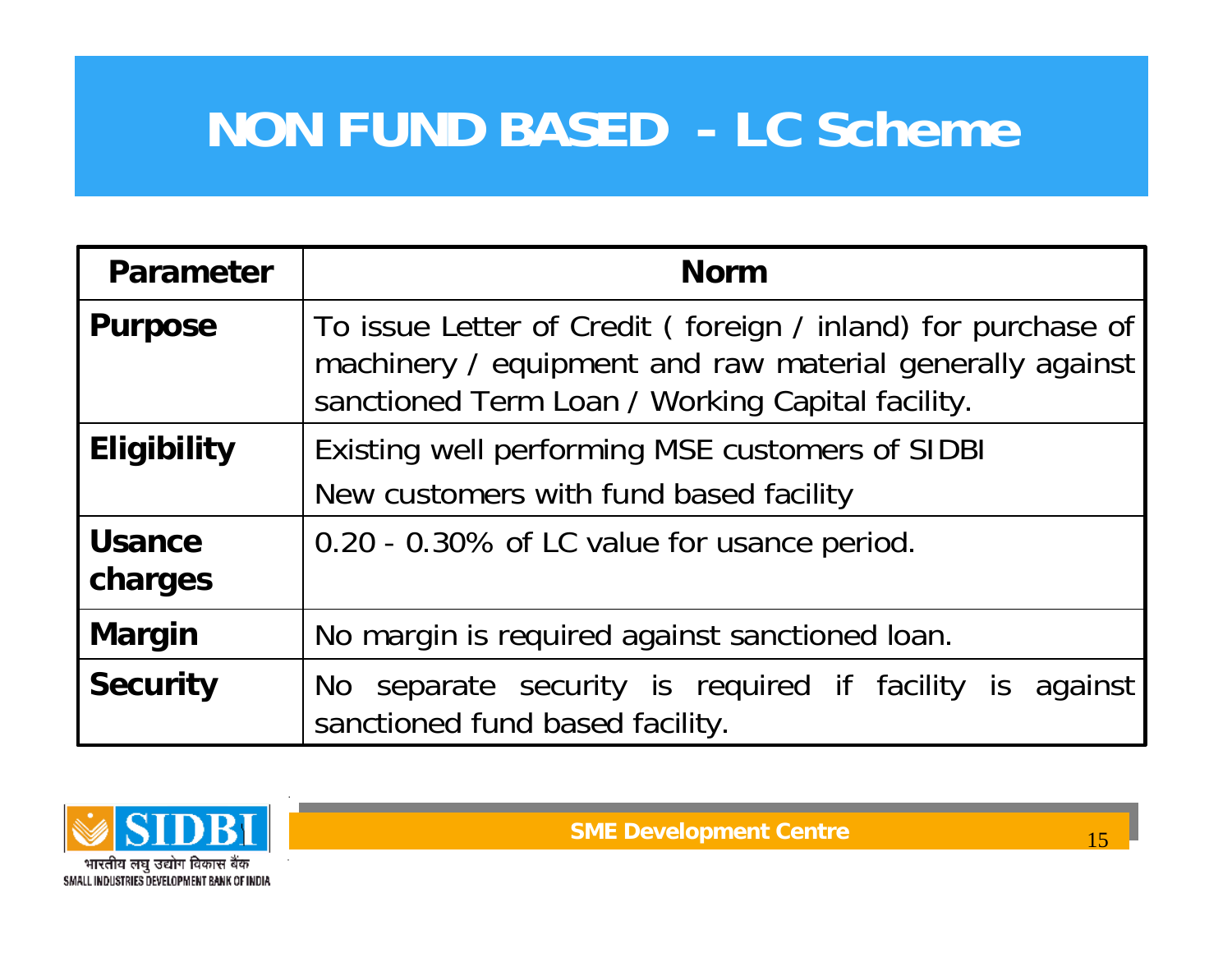# NON FUND BASED - LC Scheme

| Parameter | Norm |
| --- | --- |
| **Purpose** | To issue Letter of Credit ( foreign / inland) for purchase of machinery / equipment and raw material generally against sanctioned Term Loan / Working Capital facility. |
| **Eligibility** | Existing well performing MSE customers of SIDBI<br>New customers with fund based facility |
| **Usance charges** | 0.20 - 0.30% of LC value for usance period. |
| **Margin** | No margin is required against sanctioned loan. |
| **Security** | No separate security is required if facility is against sanctioned fund based facility. |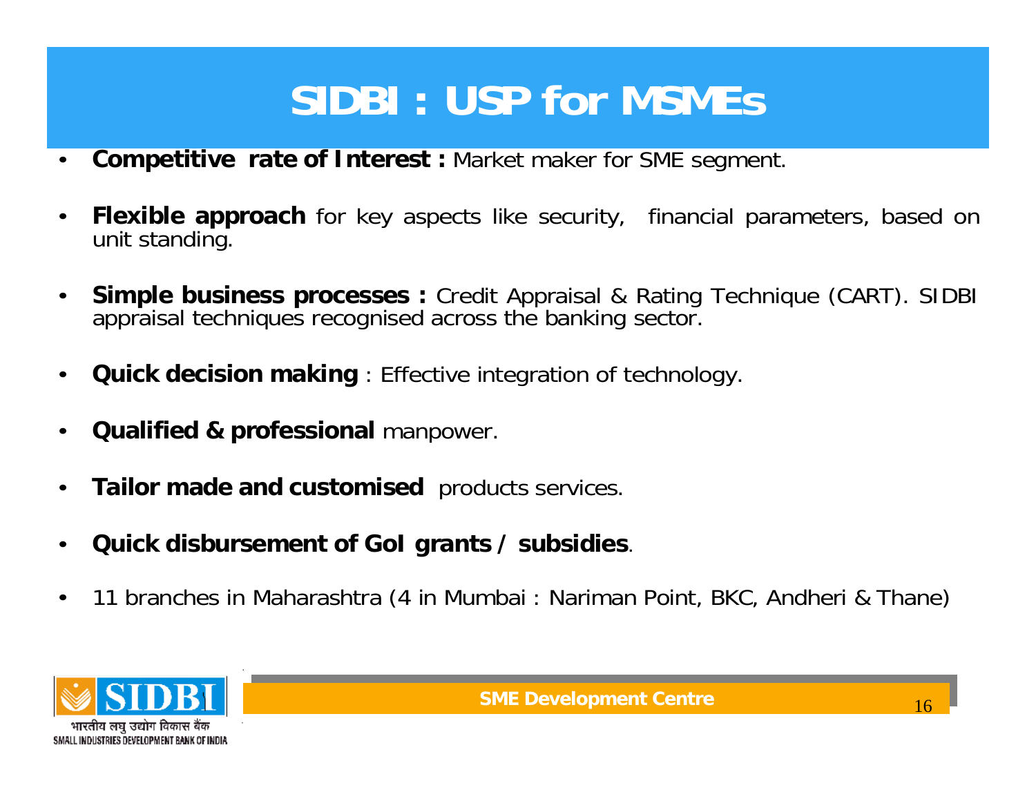# SIDBI : USP for MSMEs

- **Competitive rate of Interest :** Market maker for SME segment.
- **Flexible approach** for key aspects like security, financial parameters, based on unit standing.
- **Simple business processes :** Credit Appraisal & Rating Technique (CART). SIDBI appraisal techniques recognised across the banking sector.
- **Quick decision making** : Effective integration of technology.
- **Qualified & professional** manpower.
- **Tailor made and customised** products services.
- **Quick disbursement of GoI grants / subsidies**.
- 11 branches in Maharashtra (4 in Mumbai : Nariman Point, BKC, Andheri & Thane)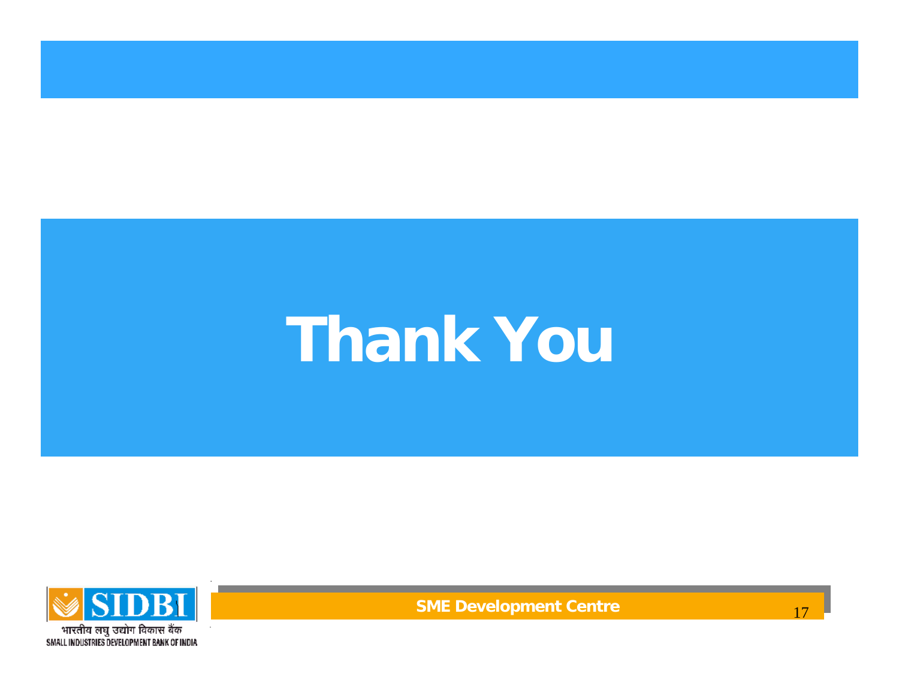# Thank You